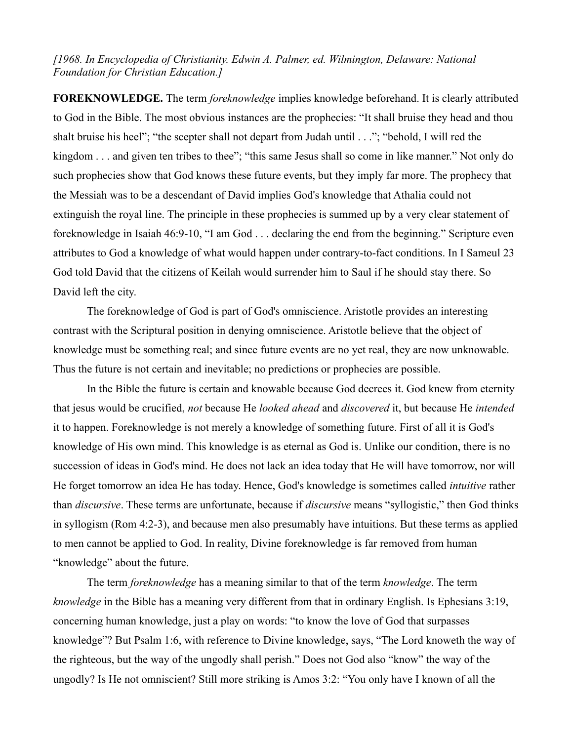*[1968. In Encyclopedia of Christianity. Edwin A. Palmer, ed. Wilmington, Delaware: National Foundation for Christian Education.]*

**FOREKNOWLEDGE.** The term *foreknowledge* implies knowledge beforehand. It is clearly attributed to God in the Bible. The most obvious instances are the prophecies: "It shall bruise they head and thou shalt bruise his heel"; "the scepter shall not depart from Judah until . . ."; "behold, I will red the kingdom . . . and given ten tribes to thee"; "this same Jesus shall so come in like manner." Not only do such prophecies show that God knows these future events, but they imply far more. The prophecy that the Messiah was to be a descendant of David implies God's knowledge that Athalia could not extinguish the royal line. The principle in these prophecies is summed up by a very clear statement of foreknowledge in Isaiah 46:9-10, "I am God . . . declaring the end from the beginning." Scripture even attributes to God a knowledge of what would happen under contrary-to-fact conditions. In I Sameul 23 God told David that the citizens of Keilah would surrender him to Saul if he should stay there. So David left the city.

The foreknowledge of God is part of God's omniscience. Aristotle provides an interesting contrast with the Scriptural position in denying omniscience. Aristotle believe that the object of knowledge must be something real; and since future events are no yet real, they are now unknowable. Thus the future is not certain and inevitable; no predictions or prophecies are possible.

In the Bible the future is certain and knowable because God decrees it. God knew from eternity that jesus would be crucified, *not* because He *looked ahead* and *discovered* it, but because He *intended* it to happen. Foreknowledge is not merely a knowledge of something future. First of all it is God's knowledge of His own mind. This knowledge is as eternal as God is. Unlike our condition, there is no succession of ideas in God's mind. He does not lack an idea today that He will have tomorrow, nor will He forget tomorrow an idea He has today. Hence, God's knowledge is sometimes called *intuitive* rather than *discursive*. These terms are unfortunate, because if *discursive* means "syllogistic," then God thinks in syllogism (Rom 4:2-3), and because men also presumably have intuitions. But these terms as applied to men cannot be applied to God. In reality, Divine foreknowledge is far removed from human "knowledge" about the future.

The term *foreknowledge* has a meaning similar to that of the term *knowledge*. The term *knowledge* in the Bible has a meaning very different from that in ordinary English. Is Ephesians 3:19, concerning human knowledge, just a play on words: "to know the love of God that surpasses knowledge"? But Psalm 1:6, with reference to Divine knowledge, says, "The Lord knoweth the way of the righteous, but the way of the ungodly shall perish." Does not God also "know" the way of the ungodly? Is He not omniscient? Still more striking is Amos 3:2: "You only have I known of all the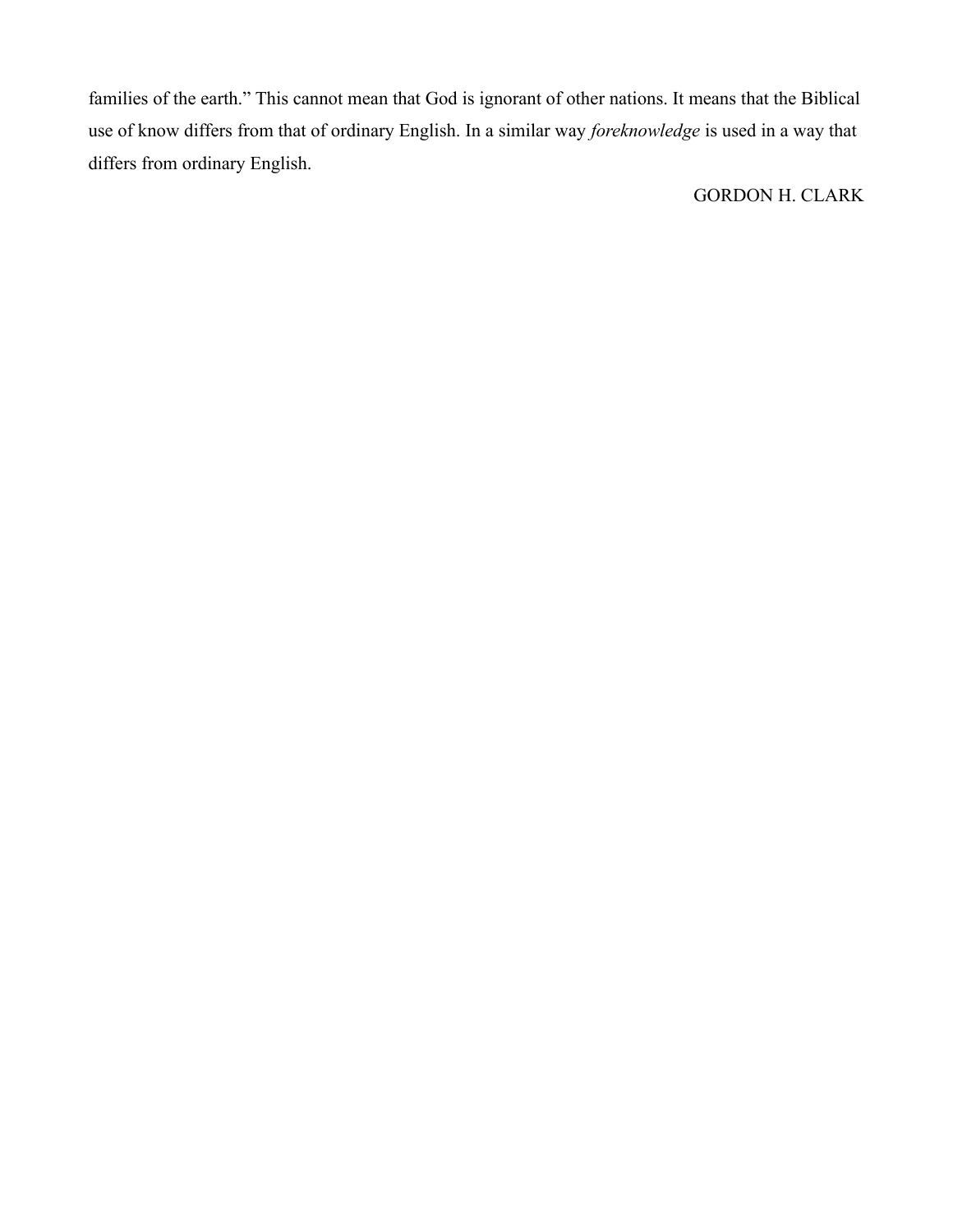families of the earth." This cannot mean that God is ignorant of other nations. It means that the Biblical use of know differs from that of ordinary English. In a similar way *foreknowledge* is used in a way that differs from ordinary English.

GORDON H. CLARK